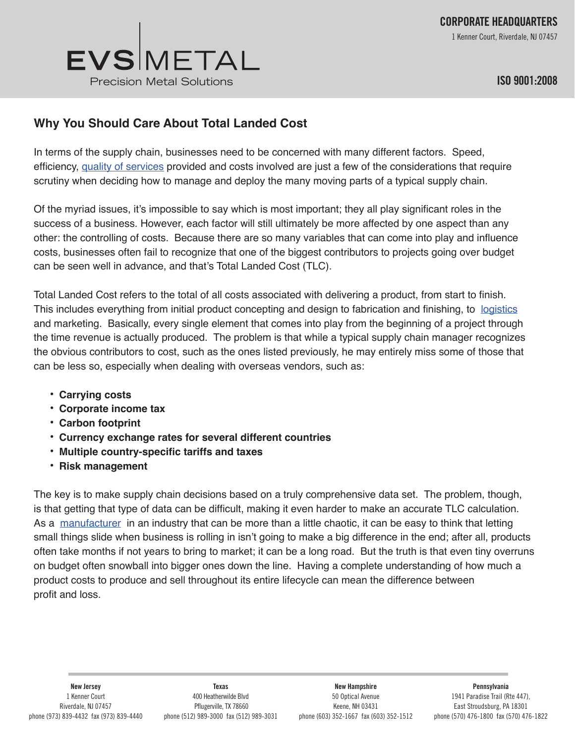# Why You Should Care About Total Landed Cost

In terms of the supply chain, businesses need to be concerned with many different factors. Speed, efficiency, quality of services provided and costs involved are just a few of the considerations that require scrutiny when deciding how to manage and deploy the many moving parts of a typical supply chain.

Of the myriad issues, it's impossible to say which is most important; they all play significant roles in the success of a business. However, each factor will still ultimately be more affected by one aspect than any other: the controlling of costs. Because there are so many variables that can come into play and influence costs, businesses often fail to recognize that one of the biggest contributors to projects going over budget can be seen well in advance, and that's Total Landed Cost (TLC).

Total Landed Cost refers to the total of all costs associated with delivering a product, from start to finish. This includes everything from initial product concepting and design to fabrication and finishing, to logistics and marketing. Basically, every single element that comes into play from the beginning of a project through the time revenue is actually produced. The problem is that while a typical supply chain manager recognizes the obvious contributors to cost, such as the ones listed previously, he may entirely miss some of those that can be less so, especially when dealing with overseas vendors, such as:

- **Carrying costs**
- **Corporate income tax**
- **Carbon footprint**
- **Currency exchange rates for several different countries**
- **Multiple country-specific tariffs and taxes**
- **Risk management**

The key is to make supply chain decisions based on a truly comprehensive data set. The problem, though, is that getting that type of data can be difficult, making it even harder to make an accurate TLC calculation. As a manufacturer in an industry that can be more than a little chaotic, it can be easy to think that letting small things slide when business is rolling in isn't going to make a big difference in the end; after all, products often take months if not years to bring to market; it can be a long road. But the truth is that even tiny overruns on budget often snowball into bigger ones down the line. Having a complete understanding of how much a product costs to produce and sell throughout its entire lifecycle can mean the difference between profit and loss.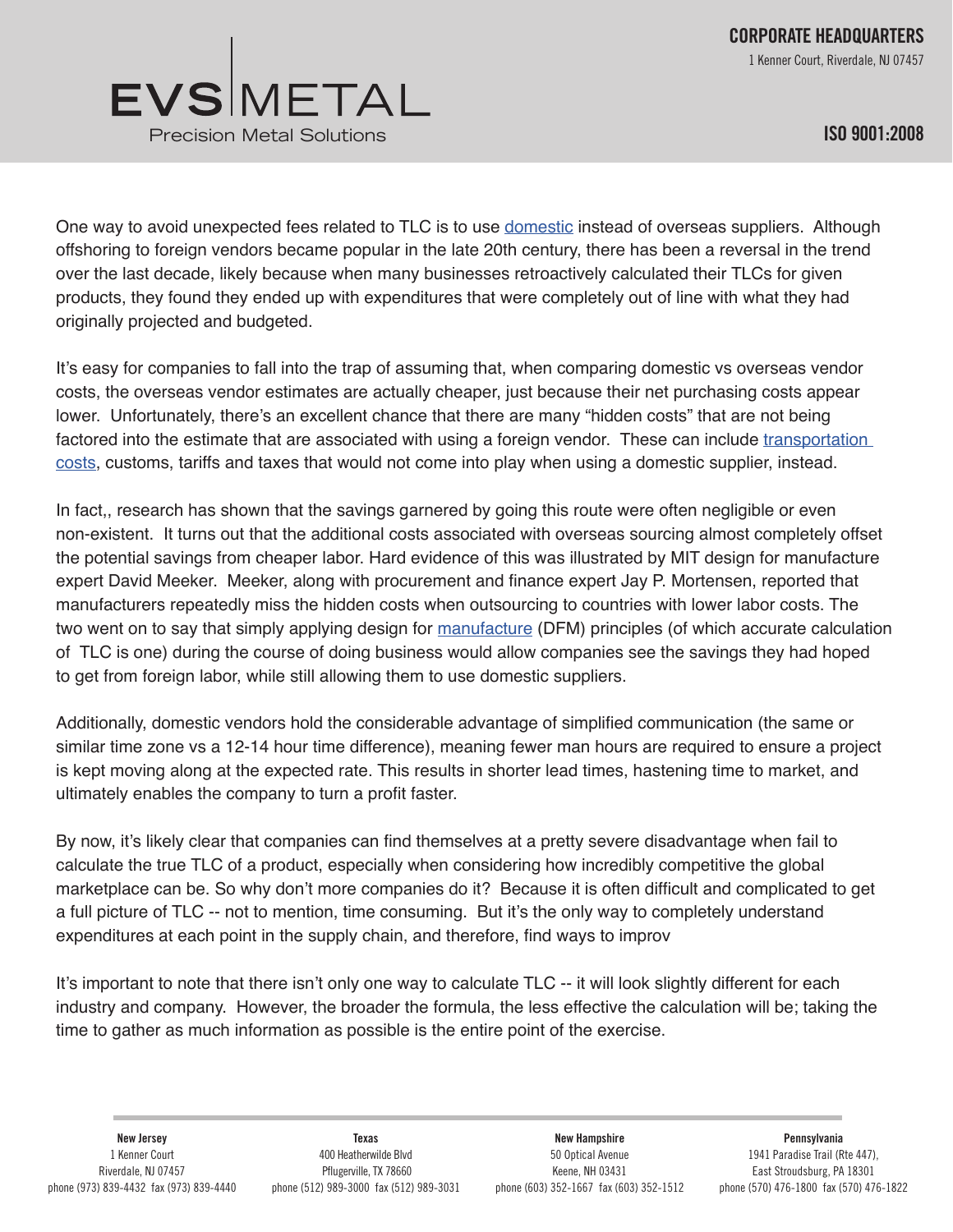One way to avoid unexpected fees related to TLC is to use domestic instead of overseas suppliers. Although offshoring to foreign vendors became popular in the late 20th century, there has been a reversal in the trend over the last decade, likely because when many businesses retroactively calculated their TLCs for given products, they found they ended up with expenditures that were completely out of line with what they had originally projected and budgeted.

It's easy for companies to fall into the trap of assuming that, when comparing domestic vs overseas vendor costs, the overseas vendor estimates are actually cheaper, just because their net purchasing costs appear lower. Unfortunately, there's an excellent chance that there are many "hidden costs" that are not being factored into the estimate that are associated with using a foreign vendor. These can include transportation costs, customs, tariffs and taxes that would not come into play when using a domestic supplier, instead.

In fact,, research has shown that the savings garnered by going this route were often negligible or even non-existent. It turns out that the additional costs associated with overseas sourcing almost completely offset the potential savings from cheaper labor. Hard evidence of this was illustrated by MIT design for manufacture expert David Meeker. Meeker, along with procurement and finance expert Jay P. Mortensen, reported that manufacturers repeatedly miss the hidden costs when outsourcing to countries with lower labor costs. The two went on to say that simply applying design for manufacture (DFM) principles (of which accurate calculation of TLC is one) during the course of doing business would allow companies see the savings they had hoped to get from foreign labor, while still allowing them to use domestic suppliers.

Additionally, domestic vendors hold the considerable advantage of simplified communication (the same or similar time zone vs a 12-14 hour time difference), meaning fewer man hours are required to ensure a project is kept moving along at the expected rate. This results in shorter lead times, hastening time to market, and ultimately enables the company to turn a profit faster.

By now, it's likely clear that companies can find themselves at a pretty severe disadvantage when fail to calculate the true TLC of a product, especially when considering how incredibly competitive the global marketplace can be. So why don't more companies do it? Because it is often difficult and complicated to get a full picture of TLC -- not to mention, time consuming. But it's the only way to completely understand expenditures at each point in the supply chain, and therefore, find ways to improv

It's important to note that there isn't only one way to calculate TLC -- it will look slightly different for each industry and company. However, the broader the formula, the less effective the calculation will be; taking the time to gather as much information as possible is the entire point of the exercise.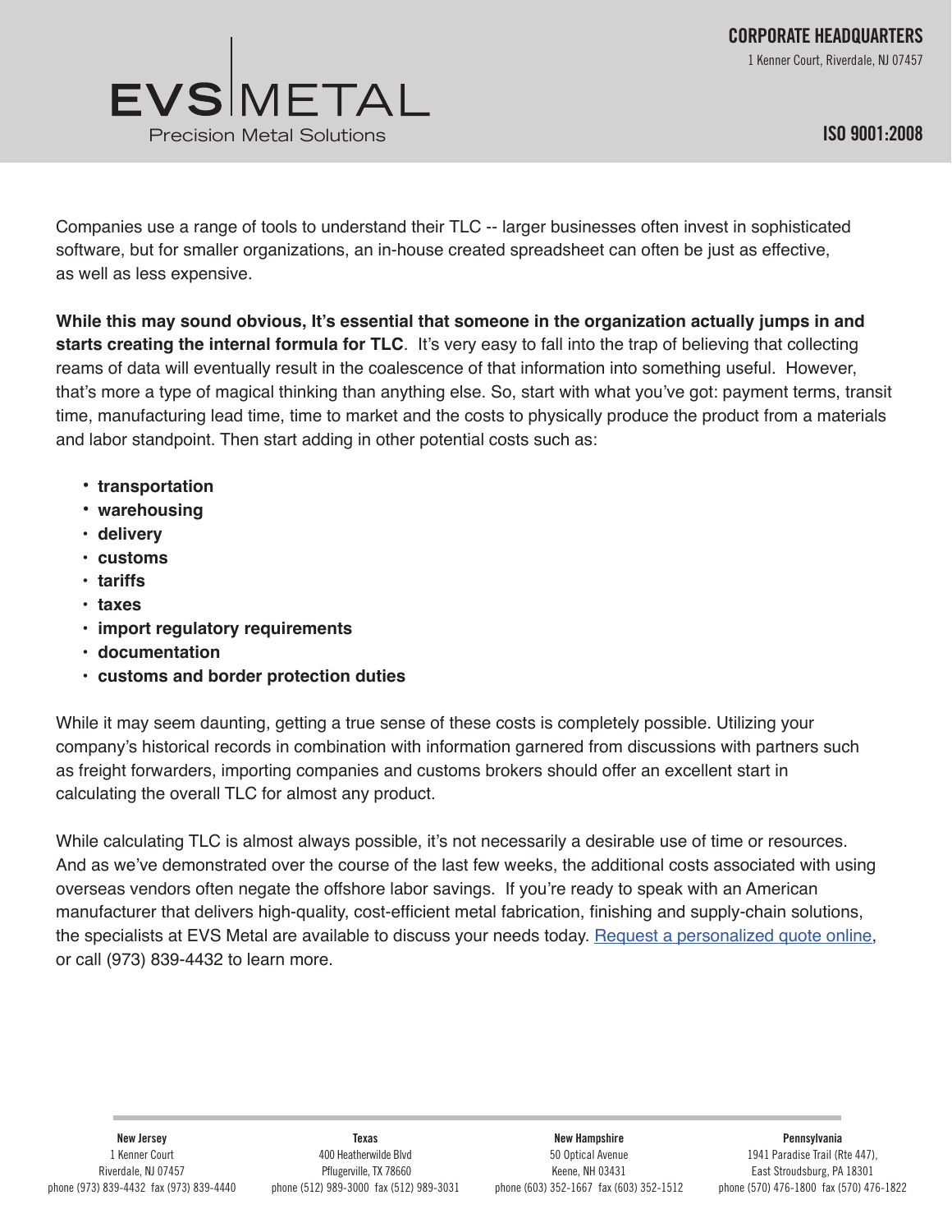Companies use a range of tools to understand their TLC -- larger businesses often invest in sophisticated software, but for smaller organizations, an in-house created spreadsheet can often be just as effective, as well as less expensive.

**While this may sound obvious, It's essential that someone in the organization actually jumps in and starts creating the internal formula for TLC**. It's very easy to fall into the trap of believing that collecting reams of data will eventually result in the coalescence of that information into something useful. However, that's more a type of magical thinking than anything else. So, start with what you've got: payment terms, transit time, manufacturing lead time, time to market and the costs to physically produce the product from a materials and labor standpoint. Then start adding in other potential costs such as:

- **transportation**
- **warehousing**
- **delivery**
- **customs**
- **tariffs**
- **taxes**
- **import regulatory requirements**
- **documentation**
- **customs and border protection duties**

While it may seem daunting, getting a true sense of these costs is completely possible. Utilizing your company's historical records in combination with information garnered from discussions with partners such as freight forwarders, importing companies and customs brokers should offer an excellent start in calculating the overall TLC for almost any product.

While calculating TLC is almost always possible, it's not necessarily a desirable use of time or resources. And as we've demonstrated over the course of the last few weeks, the additional costs associated with using overseas vendors often negate the offshore labor savings. If you're ready to speak with an American manufacturer that delivers high-quality, cost-efficient metal fabrication, finishing and supply-chain solutions, the specialists at EVS Metal are available to discuss your needs today. Request a personalized quote online, or call (973) 839-4432 to learn more.